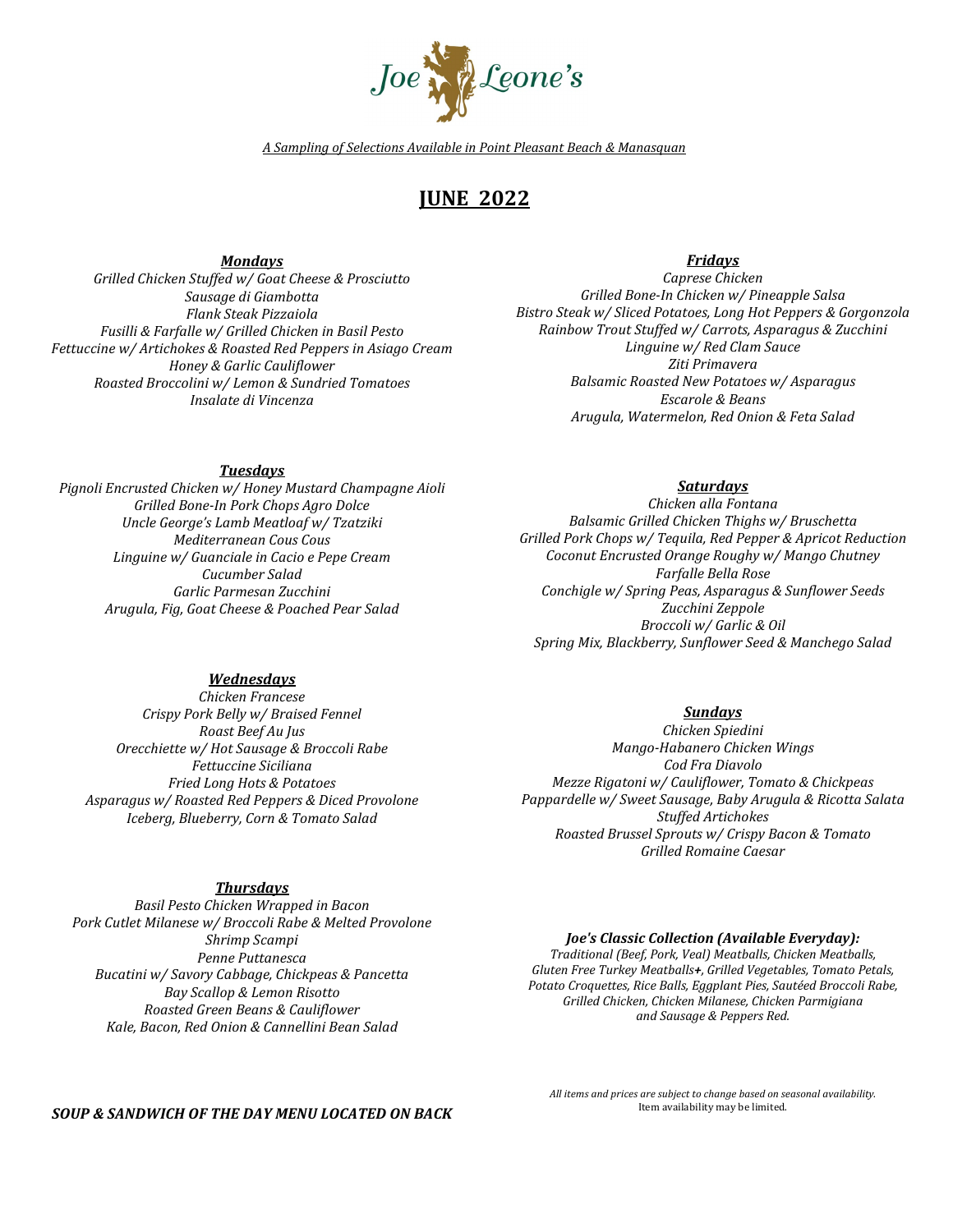# Joe Leone's

*A Sampling of Selections Available in Point Pleasant Beach & Manasquan*

## JUNE 2022

### *Mondays*

*Grilled Chicken Stuffed w/ Goat Cheese & Prosciutto*
*Sausage di Giambotta*
*Flank Steak Pizzaiola*
*Fusilli & Farfalle w/ Grilled Chicken in Basil Pesto*
*Fettuccine w/ Artichokes & Roasted Red Peppers in Asiago Cream*
*Honey & Garlic Cauliflower*
*Roasted Broccolini w/ Lemon & Sundried Tomatoes*
*Insalate di Vincenza*

### *Tuesdays*

*Pignoli Encrusted Chicken w/ Honey Mustard Champagne Aioli*
*Grilled Bone-In Pork Chops Agro Dolce*
*Uncle George's Lamb Meatloaf w/ Tzatziki*
*Mediterranean Cous Cous*
*Linguine w/ Guanciale in Cacio e Pepe Cream*
*Cucumber Salad*
*Garlic Parmesan Zucchini*
*Arugula, Fig, Goat Cheese & Poached Pear Salad*

### *Wednesdays*

*Chicken Francese*
*Crispy Pork Belly w/ Braised Fennel*
*Roast Beef Au Jus*
*Orecchiette w/ Hot Sausage & Broccoli Rabe*
*Fettuccine Siciliana*
*Fried Long Hots & Potatoes*
*Asparagus w/ Roasted Red Peppers & Diced Provolone*
*Iceberg, Blueberry, Corn & Tomato Salad*

### *Thursdays*

*Basil Pesto Chicken Wrapped in Bacon*
*Pork Cutlet Milanese w/ Broccoli Rabe & Melted Provolone*
*Shrimp Scampi*
*Penne Puttanesca*
*Bucatini w/ Savory Cabbage, Chickpeas & Pancetta*
*Bay Scallop & Lemon Risotto*
*Roasted Green Beans & Cauliflower*
*Kale, Bacon, Red Onion & Cannellini Bean Salad*

### *Fridays*

*Caprese Chicken*
*Grilled Bone-In Chicken w/ Pineapple Salsa*
*Bistro Steak w/ Sliced Potatoes, Long Hot Peppers & Gorgonzola*
*Rainbow Trout Stuffed w/ Carrots, Asparagus & Zucchini*
*Linguine w/ Red Clam Sauce*
*Ziti Primavera*
*Balsamic Roasted New Potatoes w/ Asparagus*
*Escarole & Beans*
*Arugula, Watermelon, Red Onion & Feta Salad*

### *Saturdays*

*Chicken alla Fontana*
*Balsamic Grilled Chicken Thighs w/ Bruschetta*
*Grilled Pork Chops w/ Tequila, Red Pepper & Apricot Reduction*
*Coconut Encrusted Orange Roughy w/ Mango Chutney*
*Farfalle Bella Rose*
*Conchigle w/ Spring Peas, Asparagus & Sunflower Seeds*
*Zucchini Zeppole*
*Broccoli w/ Garlic & Oil*
*Spring Mix, Blackberry, Sunflower Seed & Manchego Salad*

### *Sundays*

*Chicken Spiedini*
*Mango-Habanero Chicken Wings*
*Cod Fra Diavolo*
*Mezze Rigatoni w/ Cauliflower, Tomato & Chickpeas*
*Pappardelle w/ Sweet Sausage, Baby Arugula & Ricotta Salata*
*Stuffed Artichokes*
*Roasted Brussel Sprouts w/ Crispy Bacon & Tomato*
*Grilled Romaine Caesar*

### *Joe's Classic Collection (Available Everyday):*

*Traditional (Beef, Pork, Veal) Meatballs, Chicken Meatballs, Gluten Free Turkey Meatballs+, Grilled Vegetables, Tomato Petals, Potato Croquettes, Rice Balls, Eggplant Pies, Sautéed Broccoli Rabe, Grilled Chicken, Chicken Milanese, Chicken Parmigiana and Sausage & Peppers Red.*

***SOUP & SANDWICH OF THE DAY MENU LOCATED ON BACK***

*All items and prices are subject to change based on seasonal availability.*
Item availability may be limited.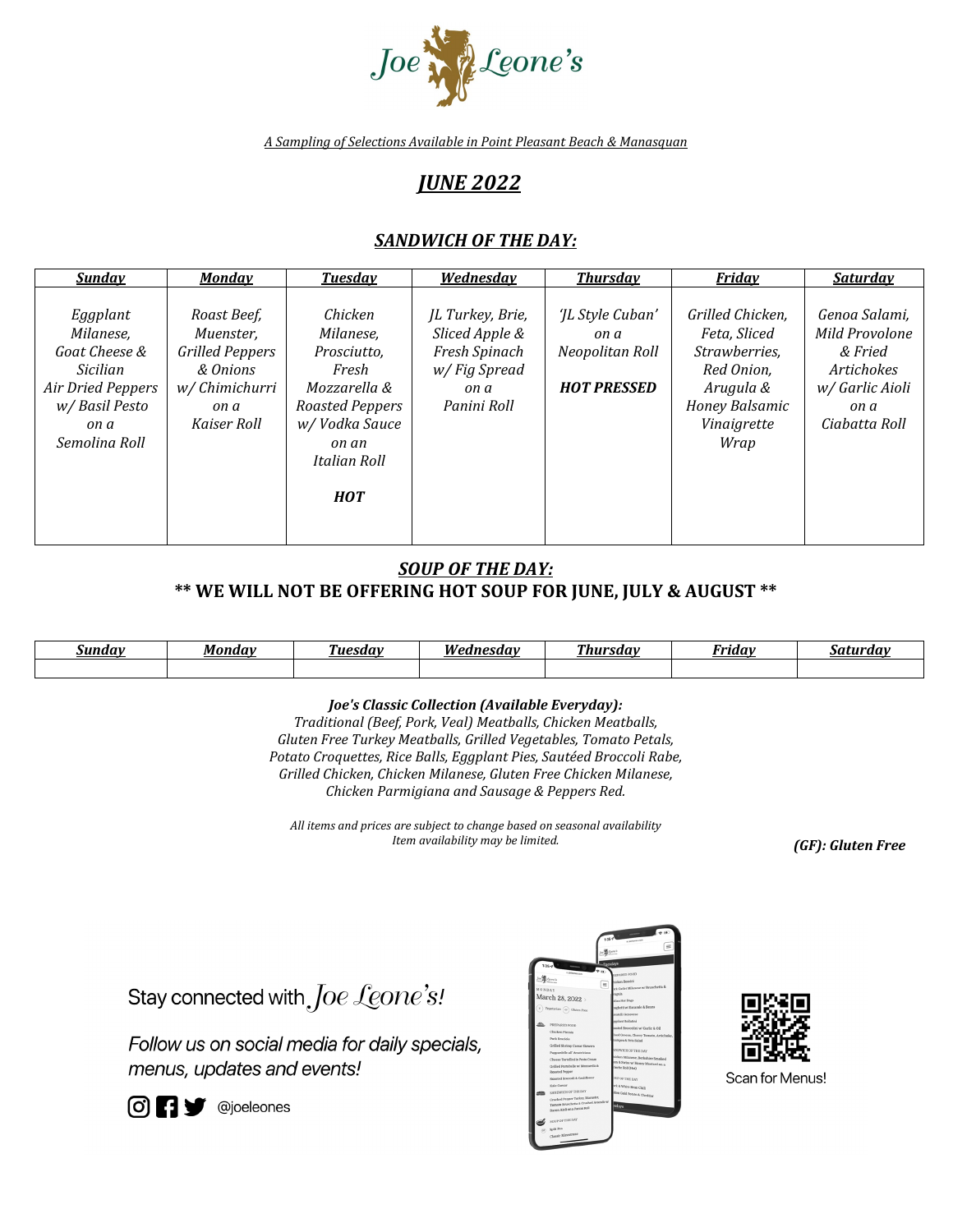Joe Leone's

*A Sampling of Selections Available in Point Pleasant Beach & Manasquan*

# *JUNE 2022*

## *SANDWICH OF THE DAY:*

| *Sunday* | *Monday* | *Tuesday* | *Wednesday* | *Thursday* | *Friday* | *Saturday* |
|---|---|---|---|---|---|---|
| *Eggplant Milanese, Goat Cheese & Sicilian Air Dried Peppers w/ Basil Pesto on a Semolina Roll* | *Roast Beef, Muenster, Grilled Peppers & Onions w/ Chimichurri on a Kaiser Roll* | *Chicken Milanese, Prosciutto, Fresh Mozzarella & Roasted Peppers w/ Vodka Sauce on an Italian Roll* ***HOT*** | *JL Turkey, Brie, Sliced Apple & Fresh Spinach w/ Fig Spread on a Panini Roll* | *'JL Style Cuban' on a Neopolitan Roll* ***HOT PRESSED*** | *Grilled Chicken, Feta, Sliced Strawberries, Red Onion, Arugula & Honey Balsamic Vinaigrette Wrap* | *Genoa Salami, Mild Provolone & Fried Artichokes w/ Garlic Aioli on a Ciabatta Roll* |

## *SOUP OF THE DAY:*

**\*\* WE WILL NOT BE OFFERING HOT SOUP FOR JUNE, JULY & AUGUST \*\***

| *Sunday* | *Monday* | *Tuesday* | *Wednesday* | *Thursday* | *Friday* | *Saturday* |
|---|---|---|---|---|---|---|
| | | | | | | |

***Joe's Classic Collection (Available Everyday):***
*Traditional (Beef, Pork, Veal) Meatballs, Chicken Meatballs, Gluten Free Turkey Meatballs, Grilled Vegetables, Tomato Petals, Potato Croquettes, Rice Balls, Eggplant Pies, Sautéed Broccoli Rabe, Grilled Chicken, Chicken Milanese, Gluten Free Chicken Milanese, Chicken Parmigiana and Sausage & Peppers Red.*

*All items and prices are subject to change based on seasonal availability*
*Item availability may be limited.*

***(GF): Gluten Free***

Stay connected with Joe Leone's!

*Follow us on social media for daily specials, menus, updates and events!*

@joeleones

Scan for Menus!